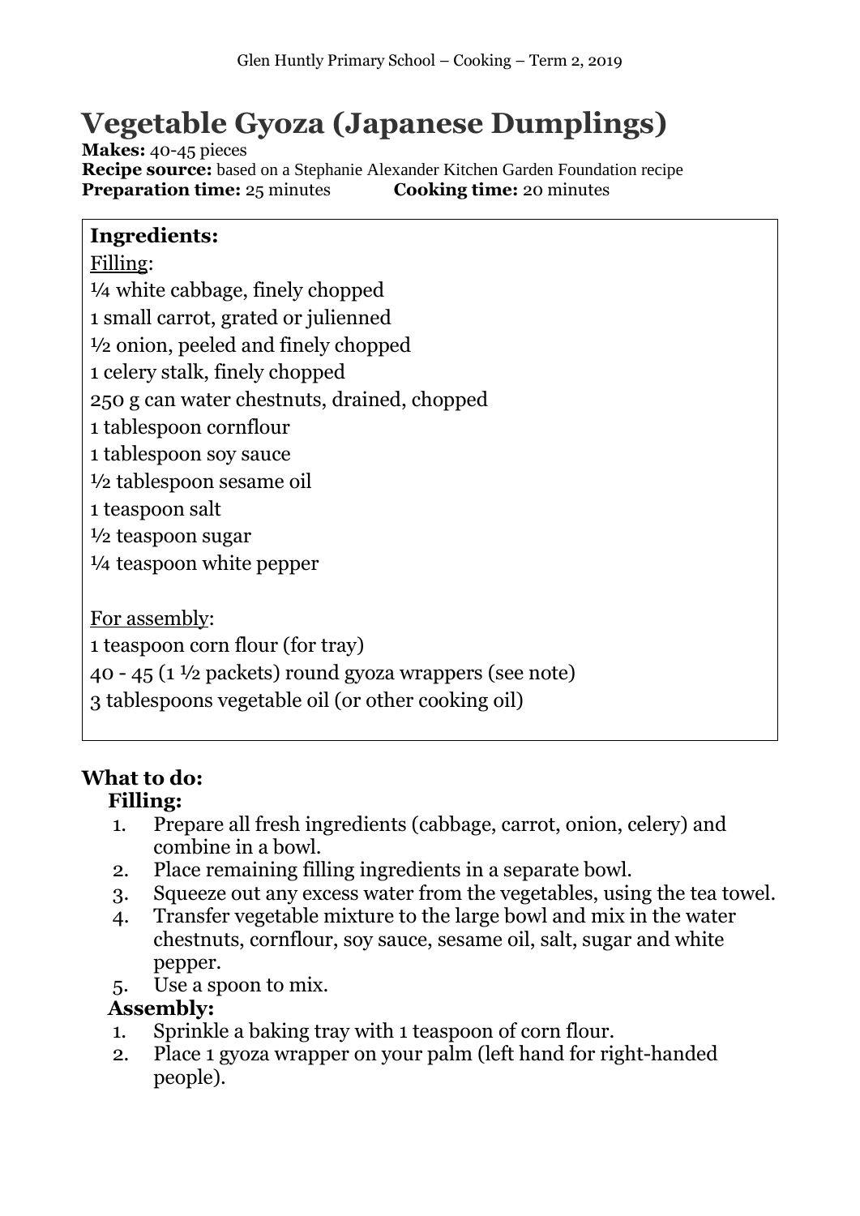# Vegetable Gyoza (Japanese Dumplings)

**Makes:** 40-45 pieces
**Recipe source:** based on a Stephanie Alexander Kitchen Garden Foundation recipe
**Preparation time:** 25 minutes **Cooking time:** 20 minutes

**Ingredients:**

Filling:

¼ white cabbage, finely chopped
1 small carrot, grated or julienned
½ onion, peeled and finely chopped
1 celery stalk, finely chopped
250 g can water chestnuts, drained, chopped
1 tablespoon cornflour
1 tablespoon soy sauce
½ tablespoon sesame oil
1 teaspoon salt
½ teaspoon sugar
¼ teaspoon white pepper

For assembly:

1 teaspoon corn flour (for tray)
40 - 45 (1 ½ packets) round gyoza wrappers (see note)
3 tablespoons vegetable oil (or other cooking oil)

**What to do:**

**Filling:**

1. Prepare all fresh ingredients (cabbage, carrot, onion, celery) and combine in a bowl.
2. Place remaining filling ingredients in a separate bowl.
3. Squeeze out any excess water from the vegetables, using the tea towel.
4. Transfer vegetable mixture to the large bowl and mix in the water chestnuts, cornflour, soy sauce, sesame oil, salt, sugar and white pepper.
5. Use a spoon to mix.

**Assembly:**

1. Sprinkle a baking tray with 1 teaspoon of corn flour.
2. Place 1 gyoza wrapper on your palm (left hand for right-handed people).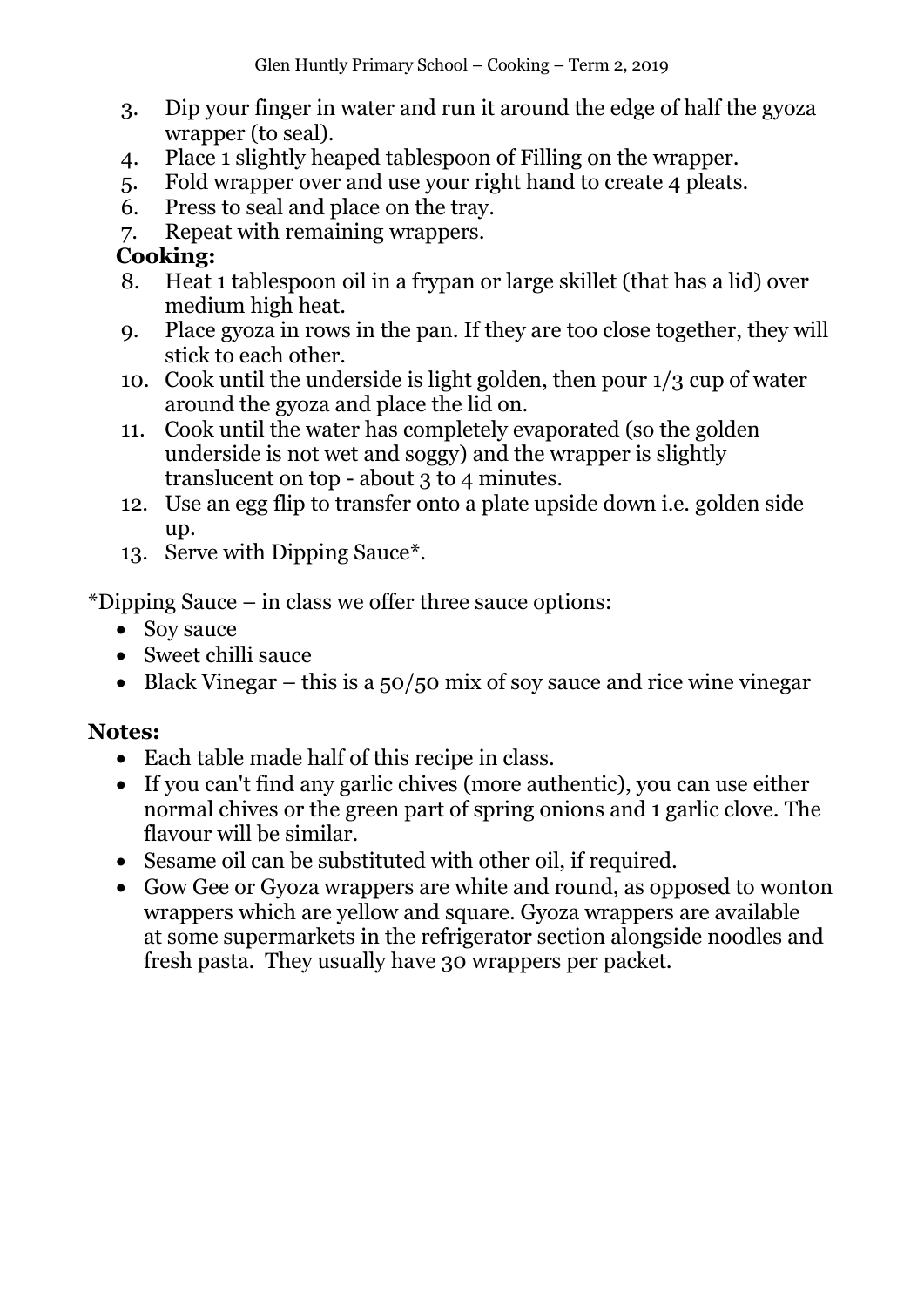3. Dip your finger in water and run it around the edge of half the gyoza wrapper (to seal).
4. Place 1 slightly heaped tablespoon of Filling on the wrapper.
5. Fold wrapper over and use your right hand to create 4 pleats.
6. Press to seal and place on the tray.
7. Repeat with remaining wrappers.

**Cooking:**

8. Heat 1 tablespoon oil in a frypan or large skillet (that has a lid) over medium high heat.
9. Place gyoza in rows in the pan. If they are too close together, they will stick to each other.
10. Cook until the underside is light golden, then pour 1/3 cup of water around the gyoza and place the lid on.
11. Cook until the water has completely evaporated (so the golden underside is not wet and soggy) and the wrapper is slightly translucent on top - about 3 to 4 minutes.
12. Use an egg flip to transfer onto a plate upside down i.e. golden side up.
13. Serve with Dipping Sauce*.

*Dipping Sauce – in class we offer three sauce options:

- Soy sauce
- Sweet chilli sauce
- Black Vinegar – this is a 50/50 mix of soy sauce and rice wine vinegar

**Notes:**

- Each table made half of this recipe in class.
- If you can't find any garlic chives (more authentic), you can use either normal chives or the green part of spring onions and 1 garlic clove. The flavour will be similar.
- Sesame oil can be substituted with other oil, if required.
- Gow Gee or Gyoza wrappers are white and round, as opposed to wonton wrappers which are yellow and square. Gyoza wrappers are available at some supermarkets in the refrigerator section alongside noodles and fresh pasta. They usually have 30 wrappers per packet.